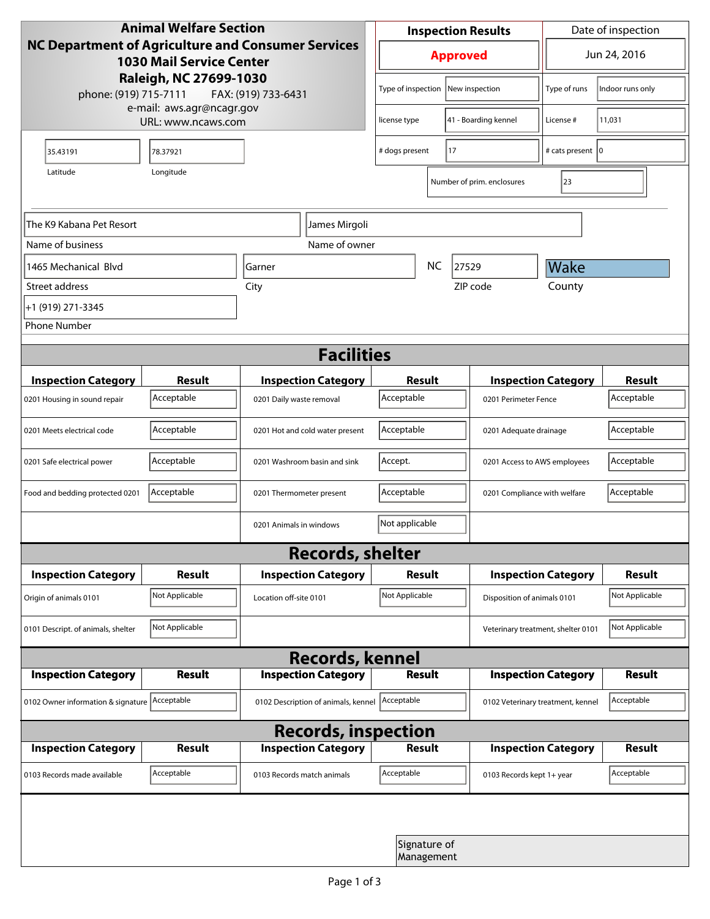**Animal Welfare Section**
**NC Department of Agriculture and Consumer Services**
**1030 Mail Service Center**
**Raleigh, NC 27699-1030**
phone: (919) 715-7111 FAX: (919) 733-6431
e-mail: aws.agr@ncagr.gov
URL: www.ncaws.com

| Inspection Results | | Date of inspection | |
|---|---|---|---|
| **Approved** | | Jun 24, 2016 | |
| Type of inspection | New inspection | Type of runs | Indoor runs only |
| license type | 41 - Boarding kennel | License # | 11,031 |
| # dogs present | 17 | # cats present | 0 |
| Number of prim. enclosures | 23 | | |

| Latitude | Longitude |
|---|---|
| 35.43191 | 78.37921 |

| Field | Value |
|---|---|
| Name of business | The K9 Kabana Pet Resort |
| Name of owner | James Mirgoli |
| Street address | 1465 Mechanical Blvd |
| City | Garner |
| State | NC |
| ZIP code | 27529 |
| County | Wake |
| Phone Number | +1 (919) 271-3345 |

## Facilities

| Inspection Category | Result | Inspection Category | Result | Inspection Category | Result |
|---|---|---|---|---|---|
| 0201 Housing in sound repair | Acceptable | 0201 Daily waste removal | Acceptable | 0201 Perimeter Fence | Acceptable |
| 0201 Meets electrical code | Acceptable | 0201 Hot and cold water present | Acceptable | 0201 Adequate drainage | Acceptable |
| 0201 Safe electrical power | Acceptable | 0201 Washroom basin and sink | Accept. | 0201 Access to AWS employees | Acceptable |
| Food and bedding protected 0201 | Acceptable | 0201 Thermometer present | Acceptable | 0201 Compliance with welfare | Acceptable |
| | | 0201 Animals in windows | Not applicable | | |

## Records, shelter

| Inspection Category | Result | Inspection Category | Result | Inspection Category | Result |
|---|---|---|---|---|---|
| Origin of animals 0101 | Not Applicable | Location off-site 0101 | Not Applicable | Disposition of animals 0101 | Not Applicable |
| 0101 Descript. of animals, shelter | Not Applicable | | | Veterinary treatment, shelter 0101 | Not Applicable |

## Records, kennel

| Inspection Category | Result | Inspection Category | Result | Inspection Category | Result |
|---|---|---|---|---|---|
| 0102 Owner information & signature | Acceptable | 0102 Description of animals, kennel | Acceptable | 0102 Veterinary treatment, kennel | Acceptable |

## Records, inspection

| Inspection Category | Result | Inspection Category | Result | Inspection Category | Result |
|---|---|---|---|---|---|
| 0103 Records made available | Acceptable | 0103 Records match animals | Acceptable | 0103 Records kept 1+ year | Acceptable |

Signature of Management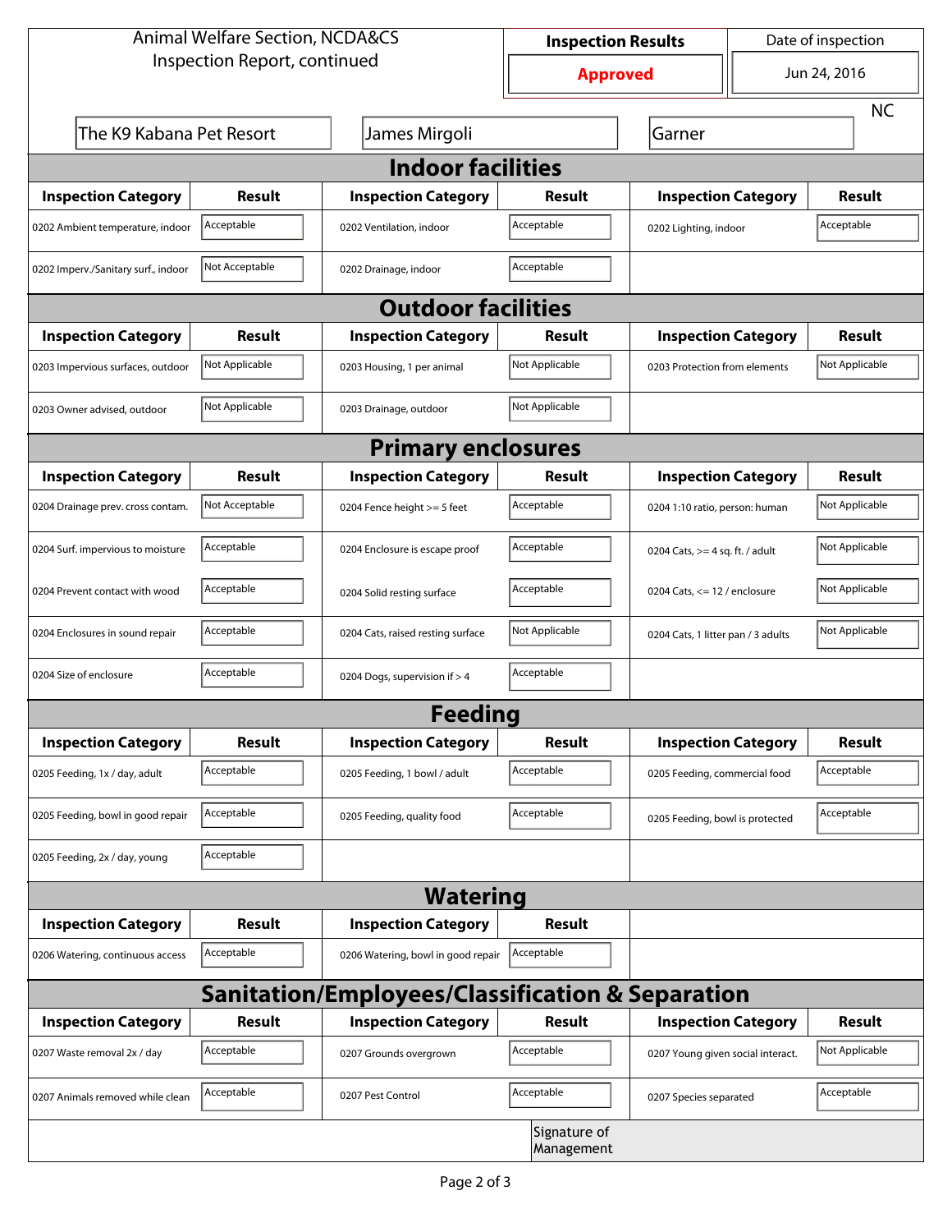Animal Welfare Section, NCDA&CS
Inspection Report, continued

| Inspection Results | Date of inspection |
|---|---|
| Approved | Jun 24, 2016 |

The K9 Kabana Pet Resort | James Mirgoli | Garner | NC

## Indoor facilities

| Inspection Category | Result | Inspection Category | Result | Inspection Category | Result |
|---|---|---|---|---|---|
| 0202 Ambient temperature, indoor | Acceptable | 0202 Ventilation, indoor | Acceptable | 0202 Lighting, indoor | Acceptable |
| 0202 Imperv./Sanitary surf., indoor | Not Acceptable | 0202 Drainage, indoor | Acceptable | | |

## Outdoor facilities

| Inspection Category | Result | Inspection Category | Result | Inspection Category | Result |
|---|---|---|---|---|---|
| 0203 Impervious surfaces, outdoor | Not Applicable | 0203 Housing, 1 per animal | Not Applicable | 0203 Protection from elements | Not Applicable |
| 0203 Owner advised, outdoor | Not Applicable | 0203 Drainage, outdoor | Not Applicable | | |

## Primary enclosures

| Inspection Category | Result | Inspection Category | Result | Inspection Category | Result |
|---|---|---|---|---|---|
| 0204 Drainage prev. cross contam. | Not Acceptable | 0204 Fence height >= 5 feet | Acceptable | 0204 1:10 ratio, person: human | Not Applicable |
| 0204 Surf. impervious to moisture | Acceptable | 0204 Enclosure is escape proof | Acceptable | 0204 Cats, >= 4 sq. ft. / adult | Not Applicable |
| 0204 Prevent contact with wood | Acceptable | 0204 Solid resting surface | Acceptable | 0204 Cats, <= 12 / enclosure | Not Applicable |
| 0204 Enclosures in sound repair | Acceptable | 0204 Cats, raised resting surface | Not Applicable | 0204 Cats, 1 litter pan / 3 adults | Not Applicable |
| 0204 Size of enclosure | Acceptable | 0204 Dogs, supervision if > 4 | Acceptable | | |

## Feeding

| Inspection Category | Result | Inspection Category | Result | Inspection Category | Result |
|---|---|---|---|---|---|
| 0205 Feeding, 1x / day, adult | Acceptable | 0205 Feeding, 1 bowl / adult | Acceptable | 0205 Feeding, commercial food | Acceptable |
| 0205 Feeding, bowl in good repair | Acceptable | 0205 Feeding, quality food | Acceptable | 0205 Feeding, bowl is protected | Acceptable |
| 0205 Feeding, 2x / day, young | Acceptable | | | | |

## Watering

| Inspection Category | Result | Inspection Category | Result |
|---|---|---|---|
| 0206 Watering, continuous access | Acceptable | 0206 Watering, bowl in good repair | Acceptable |

## Sanitation/Employees/Classification & Separation

| Inspection Category | Result | Inspection Category | Result | Inspection Category | Result |
|---|---|---|---|---|---|
| 0207 Waste removal 2x / day | Acceptable | 0207 Grounds overgrown | Acceptable | 0207 Young given social interact. | Not Applicable |
| 0207 Animals removed while clean | Acceptable | 0207 Pest Control | Acceptable | 0207 Species separated | Acceptable |

Signature of Management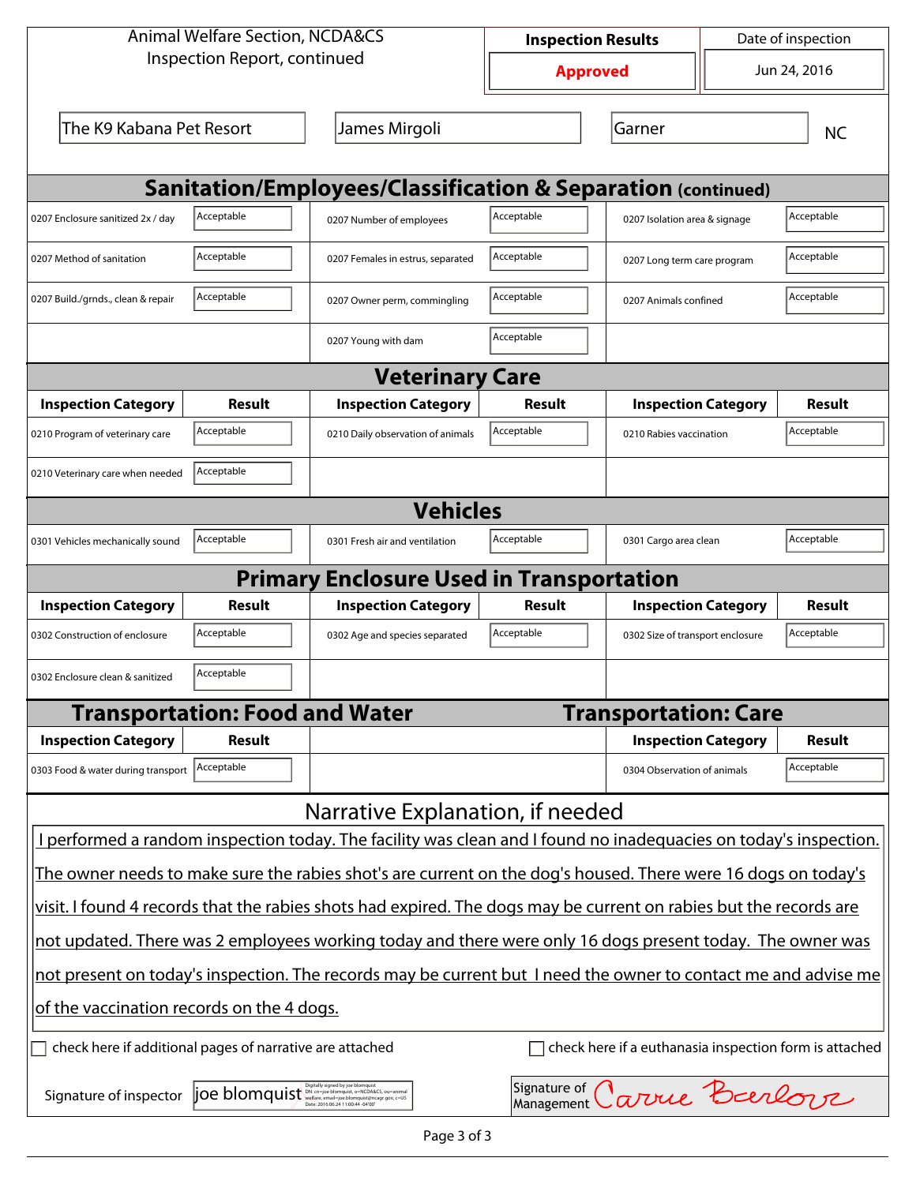Animal Welfare Section, NCDA&CS
Inspection Report, continued

| Inspection Results | Date of inspection |
|---|---|
| **Approved** | Jun 24, 2016 |

The K9 Kabana Pet Resort | James Mirgoli | Garner | NC

## Sanitation/Employees/Classification & Separation (continued)

| | | | | | |
|---|---|---|---|---|---|
| 0207 Enclosure sanitized 2x / day | Acceptable | 0207 Number of employees | Acceptable | 0207 Isolation area & signage | Acceptable |
| 0207 Method of sanitation | Acceptable | 0207 Females in estrus, separated | Acceptable | 0207 Long term care program | Acceptable |
| 0207 Build./grnds., clean & repair | Acceptable | 0207 Owner perm, commingling | Acceptable | 0207 Animals confined | Acceptable |
| | | 0207 Young with dam | Acceptable | | |

## Veterinary Care

| Inspection Category | Result | Inspection Category | Result | Inspection Category | Result |
|---|---|---|---|---|---|
| 0210 Program of veterinary care | Acceptable | 0210 Daily observation of animals | Acceptable | 0210 Rabies vaccination | Acceptable |
| 0210 Veterinary care when needed | Acceptable | | | | |

## Vehicles

| | | | | | |
|---|---|---|---|---|---|
| 0301 Vehicles mechanically sound | Acceptable | 0301 Fresh air and ventilation | Acceptable | 0301 Cargo area clean | Acceptable |

## Primary Enclosure Used in Transportation

| Inspection Category | Result | Inspection Category | Result | Inspection Category | Result |
|---|---|---|---|---|---|
| 0302 Construction of enclosure | Acceptable | 0302 Age and species separated | Acceptable | 0302 Size of transport enclosure | Acceptable |
| 0302 Enclosure clean & sanitized | Acceptable | | | | |

## Transportation: Food and Water

| Inspection Category | Result |
|---|---|
| 0303 Food & water during transport | Acceptable |

## Transportation: Care

| Inspection Category | Result |
|---|---|
| 0304 Observation of animals | Acceptable |

## Narrative Explanation, if needed

I performed a random inspection today. The facility was clean and I found no inadequacies on today's inspection. The owner needs to make sure the rabies shot's are current on the dog's housed. There were 16 dogs on today's visit. I found 4 records that the rabies shots had expired. The dogs may be current on rabies but the records are not updated. There was 2 employees working today and there were only 16 dogs present today. The owner was not present on today's inspection. The records may be current but I need the owner to contact me and advise me of the vaccination records on the 4 dogs.

☐ check here if additional pages of narrative are attached

☐ check here if a euthanasia inspection form is attached

Signature of inspector: joe blomquist (Digitally signed by joe blomquist, DN: cn=joe blomquist, o=NCDA&CS, ou=animal welfare, email=joe.blomquist@ncagr.gov, c=US, Date: 2016.06.24 11:00:44 -04'00')

Signature of Management: Carrie Barlow